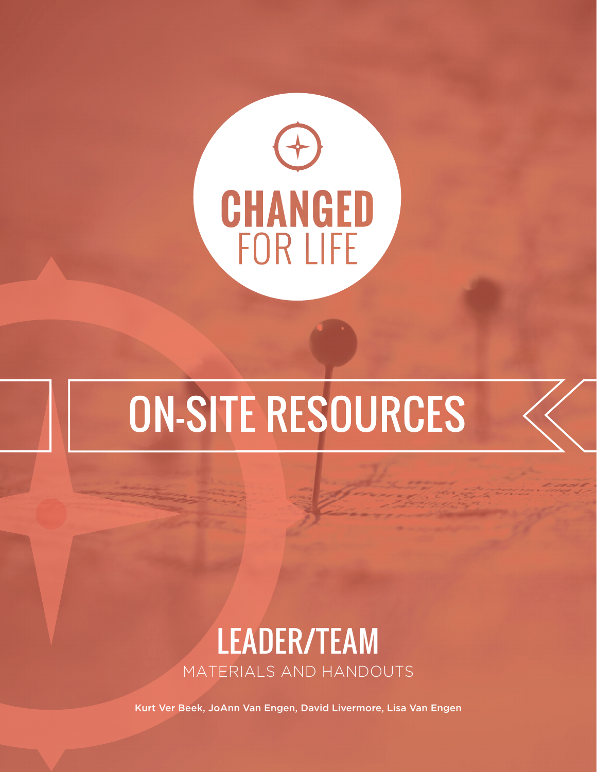# CHANGED FOR LIFE

# ON-SITE RESOURCES

## LEADER/TEAM

MATERIALS AND HANDOUTS

Kurt Ver Beek, JoAnn Van Engen, David Livermore, Lisa Van Engen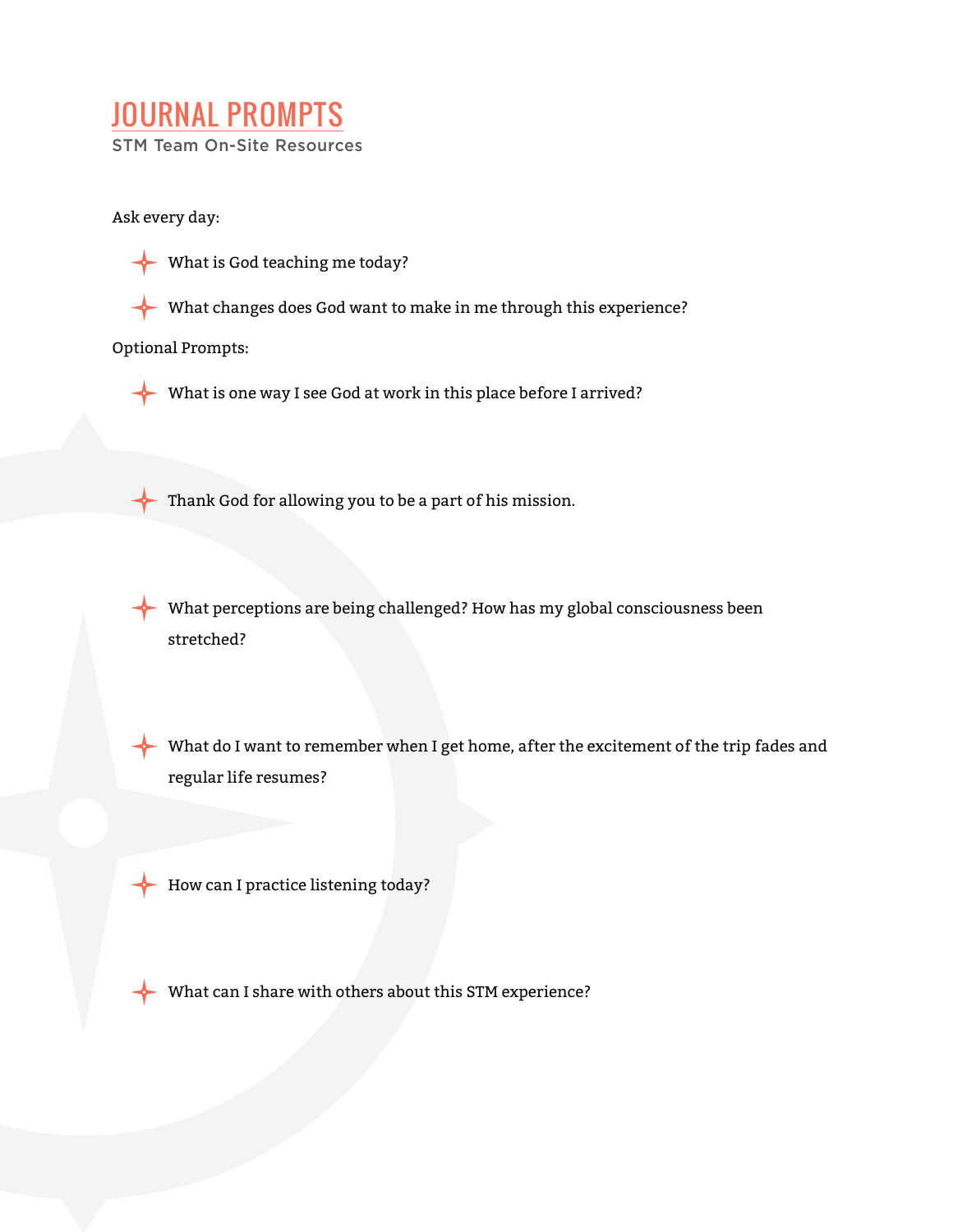# JOURNAL PROMPTS

STM Team On-Site Resources

Ask every day:

- What is God teaching me today?
- What changes does God want to make in me through this experience?

Optional Prompts:

- What is one way I see God at work in this place before I arrived?
- Thank God for allowing you to be a part of his mission.
- What perceptions are being challenged? How has my global consciousness been stretched?
- What do I want to remember when I get home, after the excitement of the trip fades and regular life resumes?
- How can I practice listening today?
- What can I share with others about this STM experience?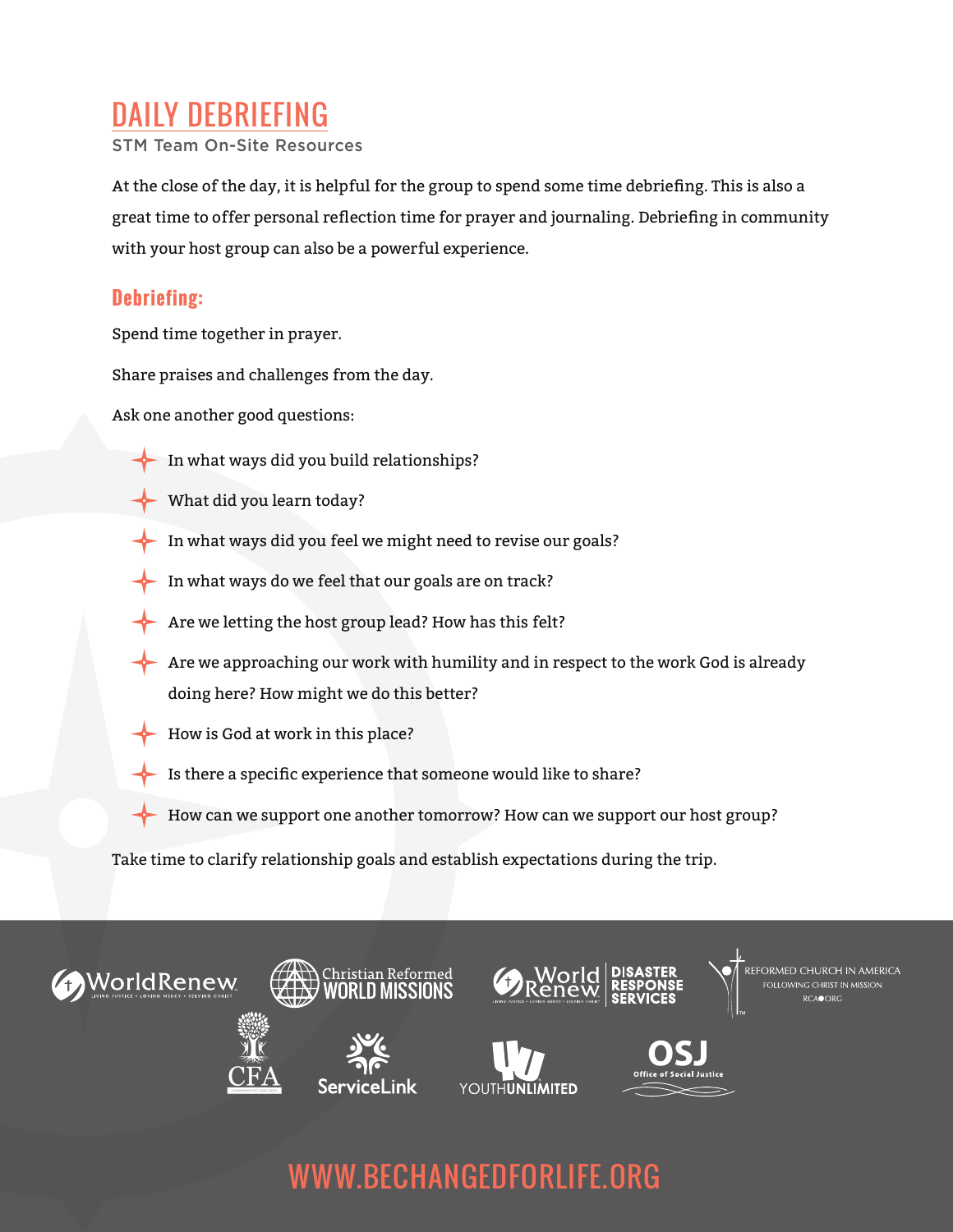# DAILY DEBRIEFING

STM Team On-Site Resources

At the close of the day, it is helpful for the group to spend some time debriefing. This is also a great time to offer personal reflection time for prayer and journaling. Debriefing in community with your host group can also be a powerful experience.

## Debriefing:

Spend time together in prayer.

Share praises and challenges from the day.

Ask one another good questions:

- In what ways did you build relationships?
- What did you learn today?
- In what ways did you feel we might need to revise our goals?
- In what ways do we feel that our goals are on track?
- Are we letting the host group lead? How has this felt?
- Are we approaching our work with humility and in respect to the work God is already doing here? How might we do this better?
- How is God at work in this place?
- Is there a specific experience that someone would like to share?
- How can we support one another tomorrow? How can we support our host group?

Take time to clarify relationship goals and establish expectations during the trip.

WorldRenew · Christian Reformed World Missions · World Renew Disaster Response Services · Reformed Church in America · CFA · ServiceLink · Youth Unlimited · OSJ Office of Social Justice

WWW.BECHANGEDFORLIFE.ORG